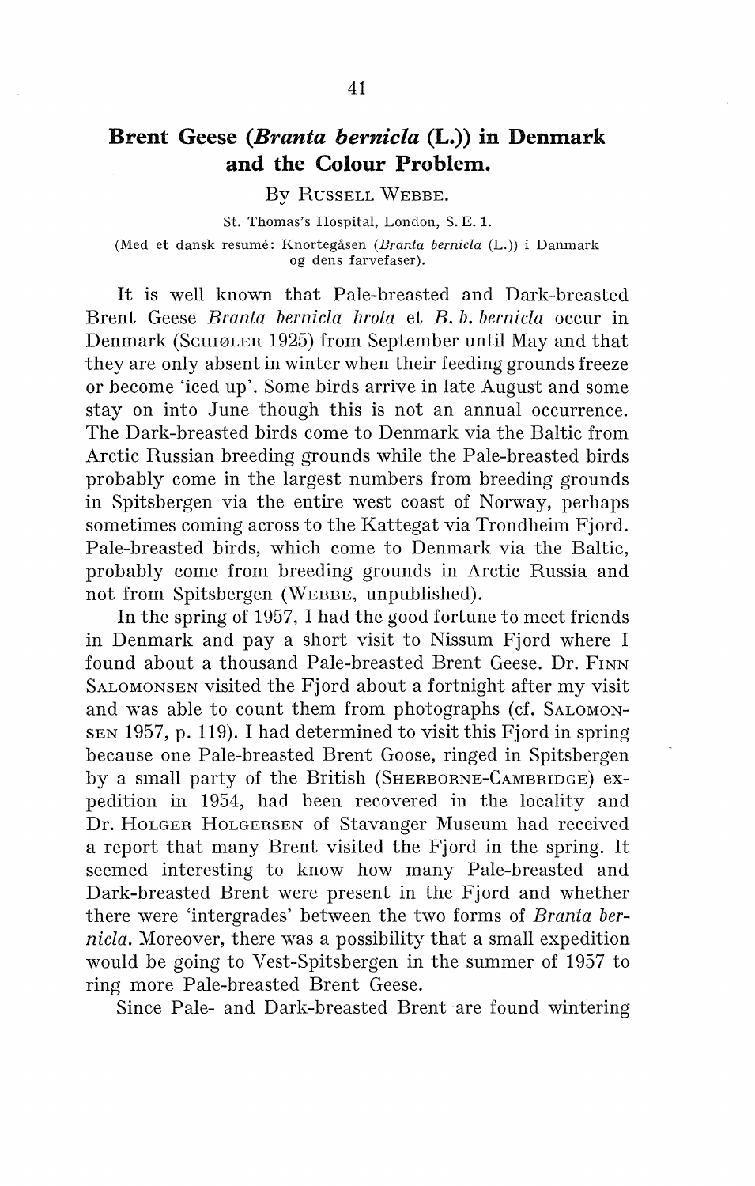# Brent Geese (*Branta bernicla* (L.)) in Denmark and the Colour Problem.

By RUSSELL WEBBE.

St. Thomas's Hospital, London, S. E. 1.

(Med et dansk resumé: Knortegåsen (*Branta bernicla* (L.)) i Danmark og dens farvefaser).

It is well known that Pale-breasted and Dark-breasted Brent Geese *Branta bernicla hrota* et *B. b. bernicla* occur in Denmark (SCHIØLER 1925) from September until May and that they are only absent in winter when their feeding grounds freeze or become 'iced up'. Some birds arrive in late August and some stay on into June though this is not an annual occurrence. The Dark-breasted birds come to Denmark via the Baltic from Arctic Russian breeding grounds while the Pale-breasted birds probably come in the largest numbers from breeding grounds in Spitsbergen via the entire west coast of Norway, perhaps sometimes coming across to the Kattegat via Trondheim Fjord. Pale-breasted birds, which come to Denmark via the Baltic, probably come from breeding grounds in Arctic Russia and not from Spitsbergen (WEBBE, unpublished).

In the spring of 1957, I had the good fortune to meet friends in Denmark and pay a short visit to Nissum Fjord where I found about a thousand Pale-breasted Brent Geese. Dr. FINN SALOMONSEN visited the Fjord about a fortnight after my visit and was able to count them from photographs (cf. SALOMONSEN 1957, p. 119). I had determined to visit this Fjord in spring because one Pale-breasted Brent Goose, ringed in Spitsbergen by a small party of the British (SHERBORNE-CAMBRIDGE) expedition in 1954, had been recovered in the locality and Dr. HOLGER HOLGERSEN of Stavanger Museum had received a report that many Brent visited the Fjord in the spring. It seemed interesting to know how many Pale-breasted and Dark-breasted Brent were present in the Fjord and whether there were 'intergrades' between the two forms of *Branta bernicla*. Moreover, there was a possibility that a small expedition would be going to Vest-Spitsbergen in the summer of 1957 to ring more Pale-breasted Brent Geese.

Since Pale- and Dark-breasted Brent are found wintering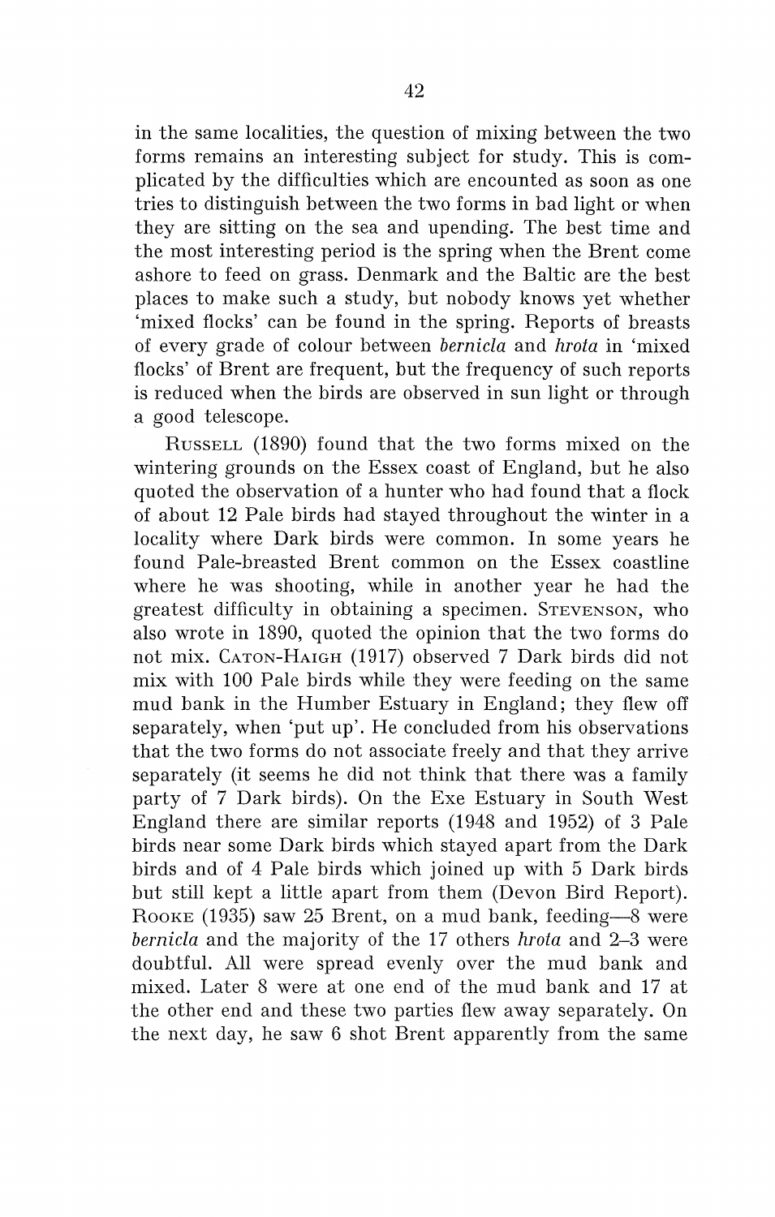in the same localities, the question of mixing between the two forms remains an interesting subject for study. This is complicated by the difficulties which are encountered as soon as one tries to distinguish between the two forms in bad light or when they are sitting on the sea and upending. The best time and the most interesting period is the spring when the Brent come ashore to feed on grass. Denmark and the Baltic are the best places to make such a study, but nobody knows yet whether 'mixed flocks' can be found in the spring. Reports of breasts of every grade of colour between *bernicla* and *hrota* in 'mixed flocks' of Brent are frequent, but the frequency of such reports is reduced when the birds are observed in sun light or through a good telescope.

Russell (1890) found that the two forms mixed on the wintering grounds on the Essex coast of England, but he also quoted the observation of a hunter who had found that a flock of about 12 Pale birds had stayed throughout the winter in a locality where Dark birds were common. In some years he found Pale-breasted Brent common on the Essex coastline where he was shooting, while in another year he had the greatest difficulty in obtaining a specimen. Stevenson, who also wrote in 1890, quoted the opinion that the two forms do not mix. Caton-Haigh (1917) observed 7 Dark birds did not mix with 100 Pale birds while they were feeding on the same mud bank in the Humber Estuary in England; they flew off separately, when 'put up'. He concluded from his observations that the two forms do not associate freely and that they arrive separately (it seems he did not think that there was a family party of 7 Dark birds). On the Exe Estuary in South West England there are similar reports (1948 and 1952) of 3 Pale birds near some Dark birds which stayed apart from the Dark birds and of 4 Pale birds which joined up with 5 Dark birds but still kept a little apart from them (Devon Bird Report). Rooke (1935) saw 25 Brent, on a mud bank, feeding—8 were *bernicla* and the majority of the 17 others *hrota* and 2–3 were doubtful. All were spread evenly over the mud bank and mixed. Later 8 were at one end of the mud bank and 17 at the other end and these two parties flew away separately. On the next day, he saw 6 shot Brent apparently from the same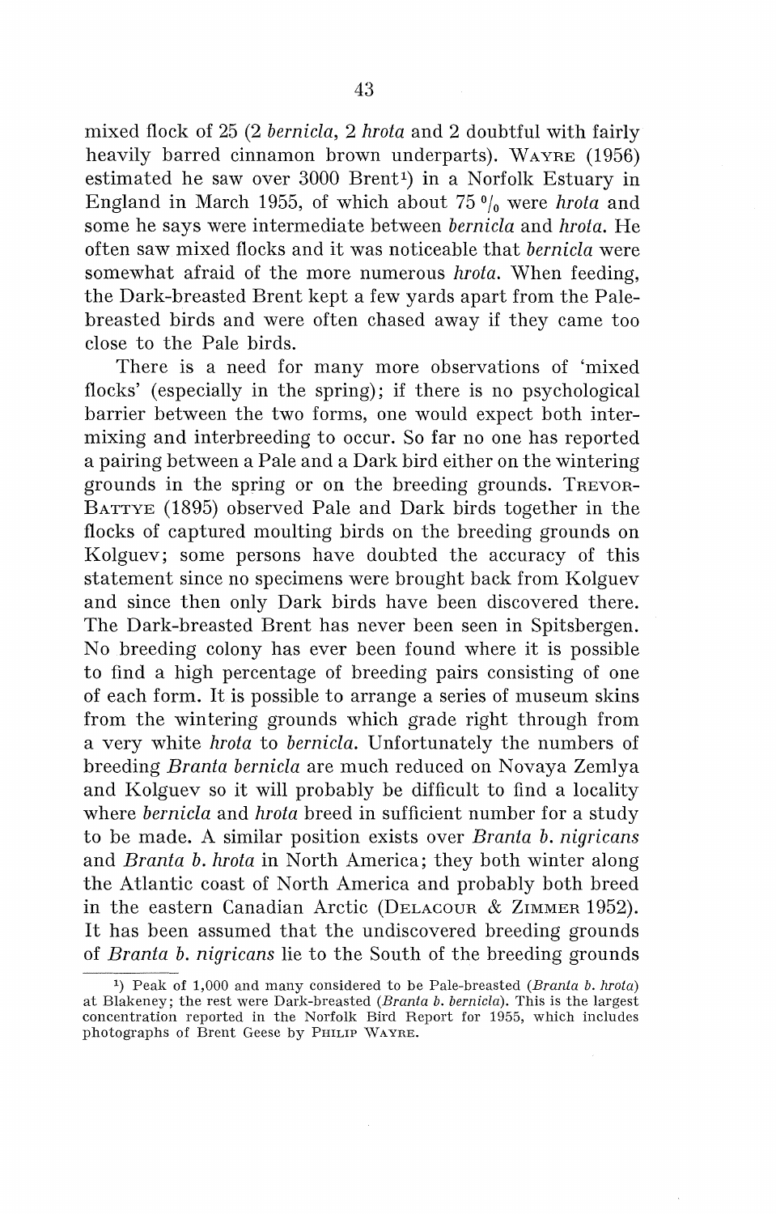mixed flock of 25 (2 *bernicla*, 2 *hrota* and 2 doubtful with fairly heavily barred cinnamon brown underparts). WAYRE (1956) estimated he saw over 3000 Brent[1]) in a Norfolk Estuary in England in March 1955, of which about 75 % were *hrota* and some he says were intermediate between *bernicla* and *hrota*. He often saw mixed flocks and it was noticeable that *bernicla* were somewhat afraid of the more numerous *hrota*. When feeding, the Dark-breasted Brent kept a few yards apart from the Pale-breasted birds and were often chased away if they came too close to the Pale birds.

There is a need for many more observations of 'mixed flocks' (especially in the spring); if there is no psychological barrier between the two forms, one would expect both intermixing and interbreeding to occur. So far no one has reported a pairing between a Pale and a Dark bird either on the wintering grounds in the spring or on the breeding grounds. TREVOR-BATTYE (1895) observed Pale and Dark birds together in the flocks of captured moulting birds on the breeding grounds on Kolguev; some persons have doubted the accuracy of this statement since no specimens were brought back from Kolguev and since then only Dark birds have been discovered there. The Dark-breasted Brent has never been seen in Spitsbergen. No breeding colony has ever been found where it is possible to find a high percentage of breeding pairs consisting of one of each form. It is possible to arrange a series of museum skins from the wintering grounds which grade right through from a very white *hrota* to *bernicla*. Unfortunately the numbers of breeding *Branta bernicla* are much reduced on Novaya Zemlya and Kolguev so it will probably be difficult to find a locality where *bernicla* and *hrota* breed in sufficient number for a study to be made. A similar position exists over *Branta b. nigricans* and *Branta b. hrota* in North America; they both winter along the Atlantic coast of North America and probably both breed in the eastern Canadian Arctic (DELACOUR & ZIMMER 1952). It has been assumed that the undiscovered breeding grounds of *Branta b. nigricans* lie to the South of the breeding grounds

---

[1]) Peak of 1,000 and many considered to be Pale-breasted (*Branta b. hrota*) at Blakeney; the rest were Dark-breasted (*Branta b. bernicla*). This is the largest concentration reported in the Norfolk Bird Report for 1955, which includes photographs of Brent Geese by PHILIP WAYRE.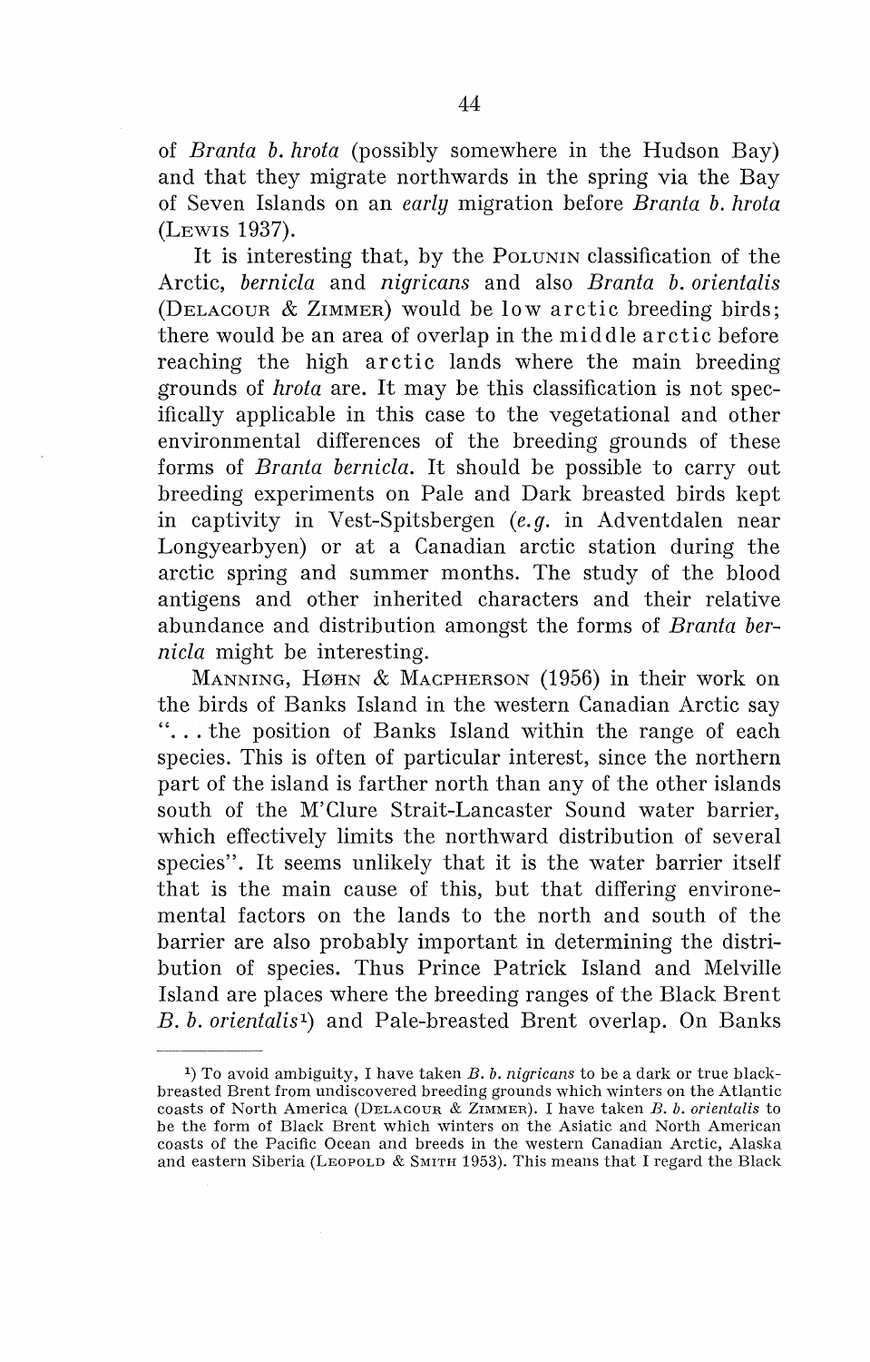of *Branta b. hrota* (possibly somewhere in the Hudson Bay) and that they migrate northwards in the spring via the Bay of Seven Islands on an *early* migration before *Branta b. hrota* (LEWIS 1937).

It is interesting that, by the POLUNIN classification of the Arctic, *bernicla* and *nigricans* and also *Branta b. orientalis* (DELACOUR & ZIMMER) would be low arctic breeding birds; there would be an area of overlap in the middle arctic before reaching the high arctic lands where the main breeding grounds of *hrota* are. It may be this classification is not specifically applicable in this case to the vegetational and other environmental differences of the breeding grounds of these forms of *Branta bernicla*. It should be possible to carry out breeding experiments on Pale and Dark breasted birds kept in captivity in Vest-Spitsbergen (*e.g.* in Adventdalen near Longyearbyen) or at a Canadian arctic station during the arctic spring and summer months. The study of the blood antigens and other inherited characters and their relative abundance and distribution amongst the forms of *Branta bernicla* might be interesting.

MANNING, HØHN & MACPHERSON (1956) in their work on the birds of Banks Island in the western Canadian Arctic say "... the position of Banks Island within the range of each species. This is often of particular interest, since the northern part of the island is farther north than any of the other islands south of the M'Clure Strait-Lancaster Sound water barrier, which effectively limits the northward distribution of several species". It seems unlikely that it is the water barrier itself that is the main cause of this, but that differing environemental factors on the lands to the north and south of the barrier are also probably important in determining the distribution of species. Thus Prince Patrick Island and Melville Island are places where the breeding ranges of the Black Brent *B. b. orientalis*[1]) and Pale-breasted Brent overlap. On Banks

---

[1]) To avoid ambiguity, I have taken *B. b. nigricans* to be a dark or true black-breasted Brent from undiscovered breeding grounds which winters on the Atlantic coasts of North America (DELACOUR & ZIMMER). I have taken *B. b. orientalis* to be the form of Black Brent which winters on the Asiatic and North American coasts of the Pacific Ocean and breeds in the western Canadian Arctic, Alaska and eastern Siberia (LEOPOLD & SMITH 1953). This means that I regard the Black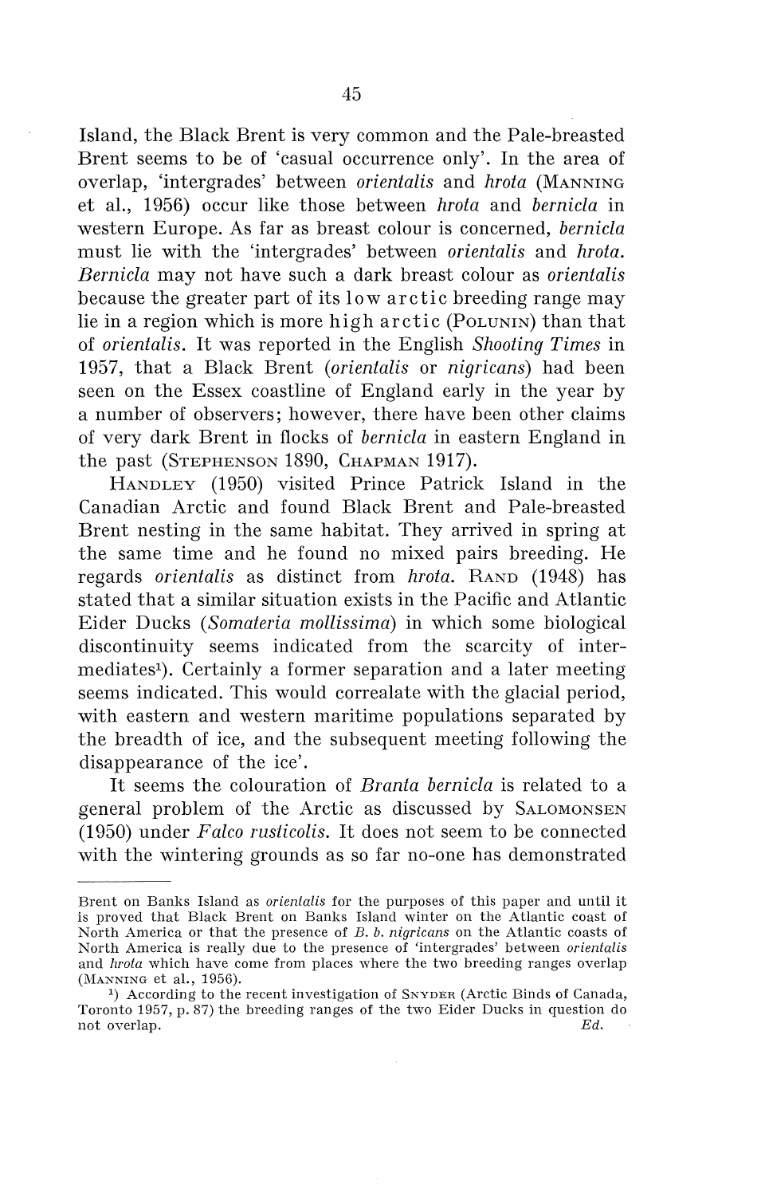Island, the Black Brent is very common and the Pale-breasted Brent seems to be of 'casual occurrence only'. In the area of overlap, 'intergrades' between *orientalis* and *hrota* (MANNING et al., 1956) occur like those between *hrota* and *bernicla* in western Europe. As far as breast colour is concerned, *bernicla* must lie with the 'intergrades' between *orientalis* and *hrota*. *Bernicla* may not have such a dark breast colour as *orientalis* because the greater part of its low arctic breeding range may lie in a region which is more high arctic (POLUNIN) than that of *orientalis*. It was reported in the English *Shooting Times* in 1957, that a Black Brent (*orientalis* or *nigricans*) had been seen on the Essex coastline of England early in the year by a number of observers; however, there have been other claims of very dark Brent in flocks of *bernicla* in eastern England in the past (STEPHENSON 1890, CHAPMAN 1917).

HANDLEY (1950) visited Prince Patrick Island in the Canadian Arctic and found Black Brent and Pale-breasted Brent nesting in the same habitat. They arrived in spring at the same time and he found no mixed pairs breeding. He regards *orientalis* as distinct from *hrota*. RAND (1948) has stated that a similar situation exists in the Pacific and Atlantic Eider Ducks (*Somateria mollissima*) in which some biological discontinuity seems indicated from the scarcity of intermediates[1]). Certainly a former separation and a later meeting seems indicated. This would correalate with the glacial period, with eastern and western maritime populations separated by the breadth of ice, and the subsequent meeting following the disappearance of the ice'.

It seems the colouration of *Branta bernicla* is related to a general problem of the Arctic as discussed by SALOMONSEN (1950) under *Falco rusticolis*. It does not seem to be connected with the wintering grounds as so far no-one has demonstrated

---

Brent on Banks Island as *orientalis* for the purposes of this paper and until it is proved that Black Brent on Banks Island winter on the Atlantic coast of North America or that the presence of *B. b. nigricans* on the Atlantic coasts of North America is really due to the presence of 'intergrades' between *orientalis* and *hrota* which have come from places where the two breeding ranges overlap (MANNING et al., 1956).

[1]) According to the recent investigation of SNYDER (Arctic Binds of Canada, Toronto 1957, p. 87) the breeding ranges of the two Eider Ducks in question do not overlap. *Ed.*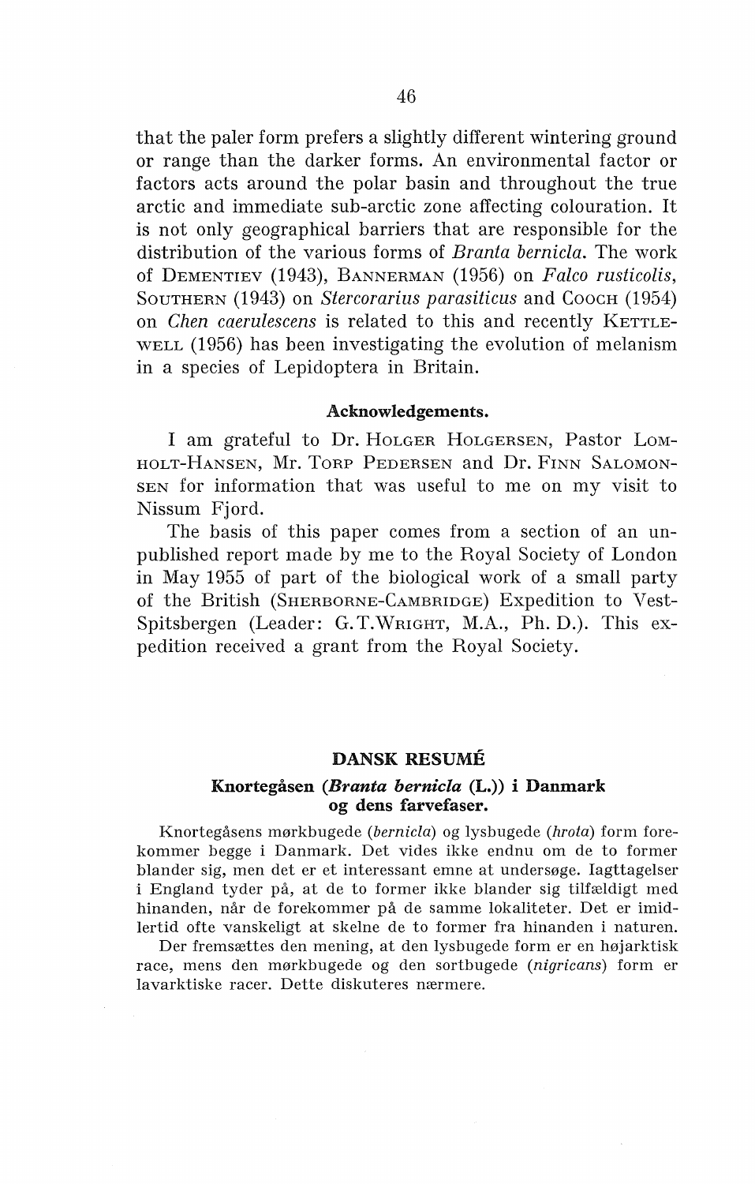that the paler form prefers a slightly different wintering ground or range than the darker forms. An environmental factor or factors acts around the polar basin and throughout the true arctic and immediate sub-arctic zone affecting colouration. It is not only geographical barriers that are responsible for the distribution of the various forms of *Branta bernicla*. The work of Dementiev (1943), Bannerman (1956) on *Falco rusticolis*, Southern (1943) on *Stercorarius parasiticus* and Cooch (1954) on *Chen caerulescens* is related to this and recently Kettlewell (1956) has been investigating the evolution of melanism in a species of Lepidoptera in Britain.

### Acknowledgements.

I am grateful to Dr. Holger Holgersen, Pastor Lomholt-Hansen, Mr. Torp Pedersen and Dr. Finn Salomonsen for information that was useful to me on my visit to Nissum Fjord.

The basis of this paper comes from a section of an unpublished report made by me to the Royal Society of London in May 1955 of part of the biological work of a small party of the British (Sherborne-Cambridge) Expedition to Vest-Spitsbergen (Leader: G.T.Wright, M.A., Ph. D.). This expedition received a grant from the Royal Society.

## DANSK RESUMÉ

### Knortegåsen (*Branta bernicla* (L.)) i Danmark og dens farvefaser.

Knortegåsens mørkbugede (*bernicla*) og lysbugede (*hrota*) form forekommer begge i Danmark. Det vides ikke endnu om de to former blander sig, men det er et interessant emne at undersøge. Iagttagelser i England tyder på, at de to former ikke blander sig tilfældigt med hinanden, når de forekommer på de samme lokaliteter. Det er imidlertid ofte vanskeligt at skelne de to former fra hinanden i naturen.

Der fremsættes den mening, at den lysbugede form er en højarktisk race, mens den mørkbugede og den sortbugede (*nigricans*) form er lavarktiske racer. Dette diskuteres nærmere.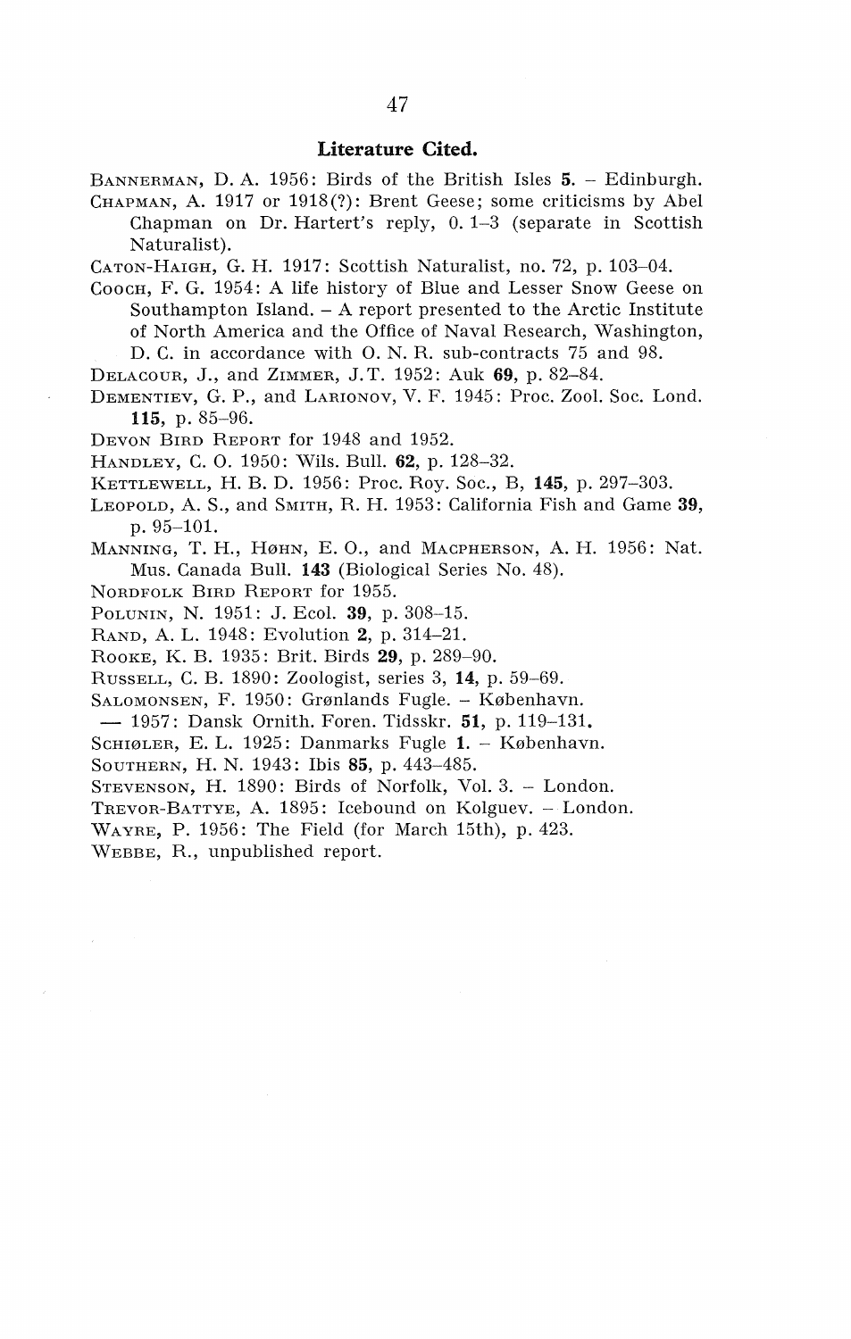## Literature Cited.

Bannerman, D. A. 1956: Birds of the British Isles **5**. – Edinburgh.

Chapman, A. 1917 or 1918(?): Brent Geese; some criticisms by Abel Chapman on Dr. Hartert's reply, 0. 1–3 (separate in Scottish Naturalist).

Caton-Haigh, G. H. 1917: Scottish Naturalist, no. 72, p. 103–04.

Cooch, F. G. 1954: A life history of Blue and Lesser Snow Geese on Southampton Island. – A report presented to the Arctic Institute of North America and the Office of Naval Research, Washington, D. C. in accordance with O. N. R. sub-contracts 75 and 98.

Delacour, J., and Zimmer, J.T. 1952: Auk **69**, p. 82–84.

Dementiev, G. P., and Larionov, V. F. 1945: Proc. Zool. Soc. Lond. **115**, p. 85–96.

Devon Bird Report for 1948 and 1952.

Handley, C. O. 1950: Wils. Bull. **62**, p. 128–32.

Kettlewell, H. B. D. 1956: Proc. Roy. Soc., B, **145**, p. 297–303.

Leopold, A. S., and Smith, R. H. 1953: California Fish and Game **39**, p. 95–101.

Manning, T. H., Høhn, E. O., and Macpherson, A. H. 1956: Nat. Mus. Canada Bull. **143** (Biological Series No. 48).

Nordfolk Bird Report for 1955.

Polunin, N. 1951: J. Ecol. **39**, p. 308–15.

Rand, A. L. 1948: Evolution **2**, p. 314–21.

Rooke, K. B. 1935: Brit. Birds **29**, p. 289–90.

Russell, C. B. 1890: Zoologist, series 3, **14**, p. 59–69.

Salomonsen, F. 1950: Grønlands Fugle. – København.

— 1957: Dansk Ornith. Foren. Tidsskr. **51**, p. 119–131.

Schiøler, E. L. 1925: Danmarks Fugle **1**. – København.

Southern, H. N. 1943: Ibis **85**, p. 443–485.

Stevenson, H. 1890: Birds of Norfolk, Vol. 3. – London.

Trevor-Battye, A. 1895: Icebound on Kolguev. – London.

Wayre, P. 1956: The Field (for March 15th), p. 423.

Webbe, R., unpublished report.